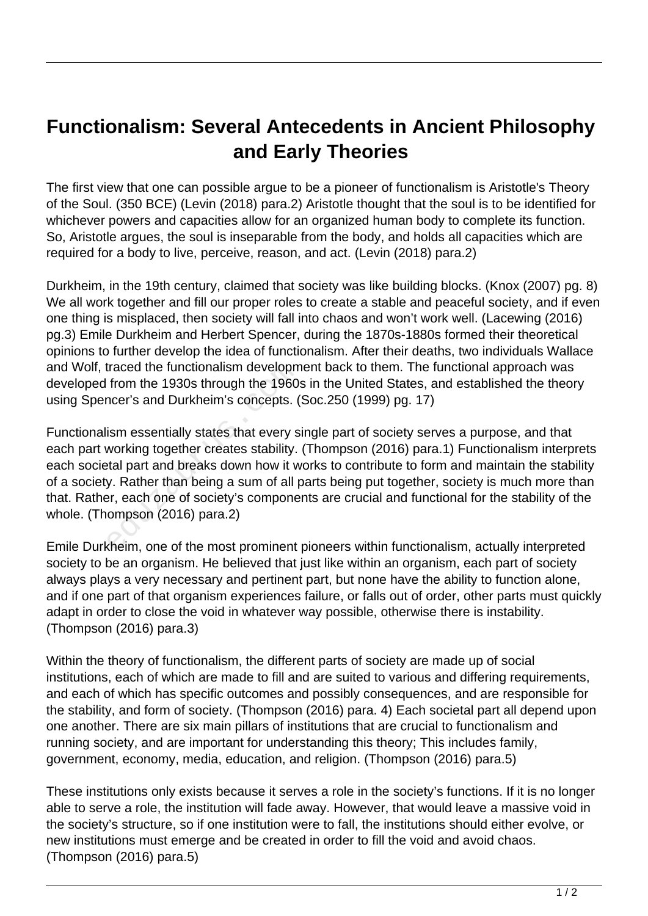# Functionalism: Several Antecedents in Ancient Philosophy and Early Theories

The first view that one can possible argue to be a pioneer of functionalism is Aristotle's Theory of the Soul. (350 BCE) (Levin (2018) para.2) Aristotle thought that the soul is to be identified for whichever powers and capacities allow for an organized human body to complete its function. So, Aristotle argues, the soul is inseparable from the body, and holds all capacities which are required for a body to live, perceive, reason, and act. (Levin (2018) para.2)

Durkheim, in the 19th century, claimed that society was like building blocks. (Knox (2007) pg. 8) We all work together and fill our proper roles to create a stable and peaceful society, and if even one thing is misplaced, then society will fall into chaos and won't work well. (Lacewing (2016) pg.3) Emile Durkheim and Herbert Spencer, during the 1870s-1880s formed their theoretical opinions to further develop the idea of functionalism. After their deaths, two individuals Wallace and Wolf, traced the functionalism development back to them. The functional approach was developed from the 1930s through the 1960s in the United States, and established the theory using Spencer's and Durkheim's concepts. (Soc.250 (1999) pg. 17)

Functionalism essentially states that every single part of society serves a purpose, and that each part working together creates stability. (Thompson (2016) para.1) Functionalism interprets each societal part and breaks down how it works to contribute to form and maintain the stability of a society. Rather than being a sum of all parts being put together, society is much more than that. Rather, each one of society's components are crucial and functional for the stability of the whole. (Thompson (2016) para.2)

Emile Durkheim, one of the most prominent pioneers within functionalism, actually interpreted society to be an organism. He believed that just like within an organism, each part of society always plays a very necessary and pertinent part, but none have the ability to function alone, and if one part of that organism experiences failure, or falls out of order, other parts must quickly adapt in order to close the void in whatever way possible, otherwise there is instability. (Thompson (2016) para.3)

Within the theory of functionalism, the different parts of society are made up of social institutions, each of which are made to fill and are suited to various and differing requirements, and each of which has specific outcomes and possibly consequences, and are responsible for the stability, and form of society. (Thompson (2016) para. 4) Each societal part all depend upon one another. There are six main pillars of institutions that are crucial to functionalism and running society, and are important for understanding this theory; This includes family, government, economy, media, education, and religion. (Thompson (2016) para.5)

These institutions only exists because it serves a role in the society's functions. If it is no longer able to serve a role, the institution will fade away. However, that would leave a massive void in the society's structure, so if one institution were to fall, the institutions should either evolve, or new institutions must emerge and be created in order to fill the void and avoid chaos. (Thompson (2016) para.5)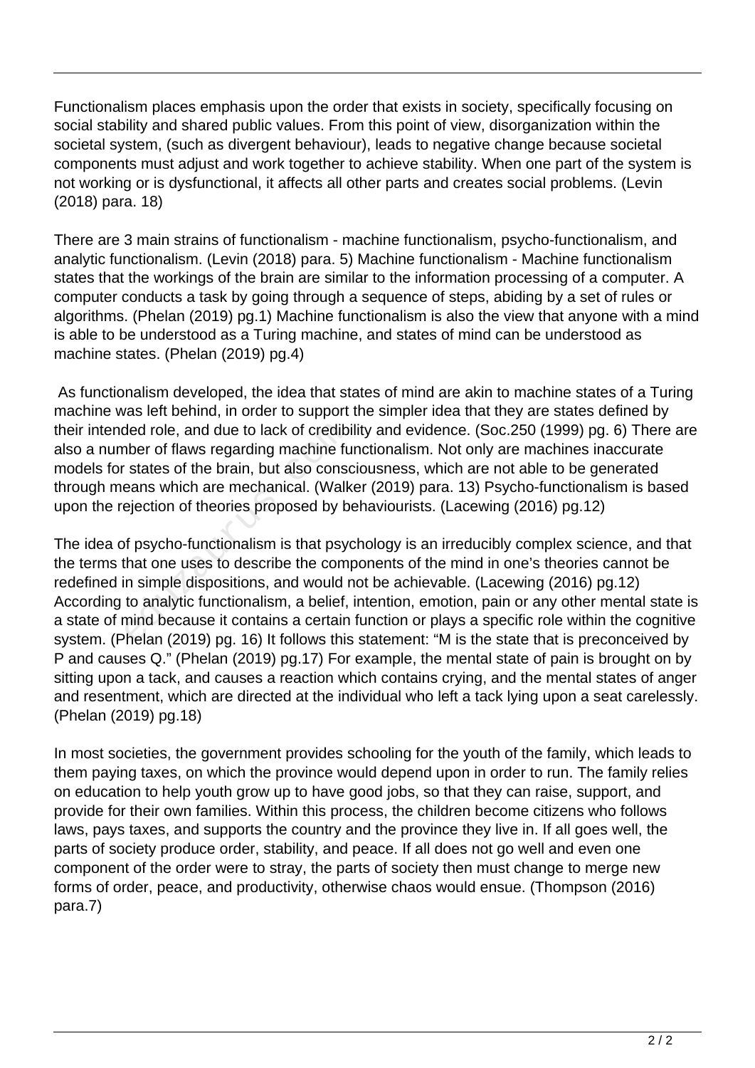Functionalism places emphasis upon the order that exists in society, specifically focusing on social stability and shared public values. From this point of view, disorganization within the societal system, (such as divergent behaviour), leads to negative change because societal components must adjust and work together to achieve stability. When one part of the system is not working or is dysfunctional, it affects all other parts and creates social problems. (Levin (2018) para. 18)

There are 3 main strains of functionalism - machine functionalism, psycho-functionalism, and analytic functionalism. (Levin (2018) para. 5) Machine functionalism - Machine functionalism states that the workings of the brain are similar to the information processing of a computer. A computer conducts a task by going through a sequence of steps, abiding by a set of rules or algorithms. (Phelan (2019) pg.1) Machine functionalism is also the view that anyone with a mind is able to be understood as a Turing machine, and states of mind can be understood as machine states. (Phelan (2019) pg.4)

As functionalism developed, the idea that states of mind are akin to machine states of a Turing machine was left behind, in order to support the simpler idea that they are states defined by their intended role, and due to lack of credibility and evidence. (Soc.250 (1999) pg. 6) There are also a number of flaws regarding machine functionalism. Not only are machines inaccurate models for states of the brain, but also consciousness, which are not able to be generated through means which are mechanical. (Walker (2019) para. 13) Psycho-functionalism is based upon the rejection of theories proposed by behaviourists. (Lacewing (2016) pg.12)

The idea of psycho-functionalism is that psychology is an irreducibly complex science, and that the terms that one uses to describe the components of the mind in one's theories cannot be redefined in simple dispositions, and would not be achievable. (Lacewing (2016) pg.12) According to analytic functionalism, a belief, intention, emotion, pain or any other mental state is a state of mind because it contains a certain function or plays a specific role within the cognitive system. (Phelan (2019) pg. 16) It follows this statement: "M is the state that is preconceived by P and causes Q." (Phelan (2019) pg.17) For example, the mental state of pain is brought on by sitting upon a tack, and causes a reaction which contains crying, and the mental states of anger and resentment, which are directed at the individual who left a tack lying upon a seat carelessly. (Phelan (2019) pg.18)

In most societies, the government provides schooling for the youth of the family, which leads to them paying taxes, on which the province would depend upon in order to run. The family relies on education to help youth grow up to have good jobs, so that they can raise, support, and provide for their own families. Within this process, the children become citizens who follows laws, pays taxes, and supports the country and the province they live in. If all goes well, the parts of society produce order, stability, and peace. If all does not go well and even one component of the order were to stray, the parts of society then must change to merge new forms of order, peace, and productivity, otherwise chaos would ensue. (Thompson (2016) para.7)